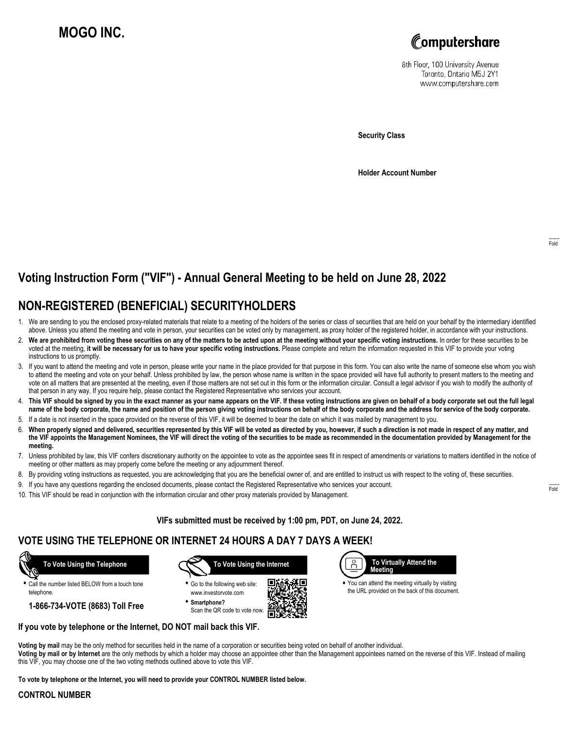# MOGO INC.

Computershare

8th Floor, 100 University Avenue
Toronto, Ontario M5J 2Y1
www.computershare.com

**Security Class**

**Holder Account Number**

Fold

## Voting Instruction Form ("VIF") - Annual General Meeting to be held on June 28, 2022

## NON-REGISTERED (BENEFICIAL) SECURITYHOLDERS

1. We are sending to you the enclosed proxy-related materials that relate to a meeting of the holders of the series or class of securities that are held on your behalf by the intermediary identified above. Unless you attend the meeting and vote in person, your securities can be voted only by management, as proxy holder of the registered holder, in accordance with your instructions.
2. **We are prohibited from voting these securities on any of the matters to be acted upon at the meeting without your specific voting instructions.** In order for these securities to be voted at the meeting, **it will be necessary for us to have your specific voting instructions.** Please complete and return the information requested in this VIF to provide your voting instructions to us promptly.
3. If you want to attend the meeting and vote in person, please write your name in the place provided for that purpose in this form. You can also write the name of someone else whom you wish to attend the meeting and vote on your behalf. Unless prohibited by law, the person whose name is written in the space provided will have full authority to present matters to the meeting and vote on all matters that are presented at the meeting, even if those matters are not set out in this form or the information circular. Consult a legal advisor if you wish to modify the authority of that person in any way. If you require help, please contact the Registered Representative who services your account.
4. **This VIF should be signed by you in the exact manner as your name appears on the VIF. If these voting instructions are given on behalf of a body corporate set out the full legal name of the body corporate, the name and position of the person giving voting instructions on behalf of the body corporate and the address for service of the body corporate.**
5. If a date is not inserted in the space provided on the reverse of this VIF, it will be deemed to bear the date on which it was mailed by management to you.
6. **When properly signed and delivered, securities represented by this VIF will be voted as directed by you, however, if such a direction is not made in respect of any matter, and the VIF appoints the Management Nominees, the VIF will direct the voting of the securities to be made as recommended in the documentation provided by Management for the meeting.**
7. Unless prohibited by law, this VIF confers discretionary authority on the appointee to vote as the appointee sees fit in respect of amendments or variations to matters identified in the notice of meeting or other matters as may properly come before the meeting or any adjournment thereof.
8. By providing voting instructions as requested, you are acknowledging that you are the beneficial owner of, and are entitled to instruct us with respect to the voting of, these securities.
9. If you have any questions regarding the enclosed documents, please contact the Registered Representative who services your account.
10. This VIF should be read in conjunction with the information circular and other proxy materials provided by Management.

Fold

**VIFs submitted must be received by 1:00 pm, PDT, on June 24, 2022.**

## VOTE USING THE TELEPHONE OR INTERNET 24 HOURS A DAY 7 DAYS A WEEK!

**To Vote Using the Telephone**

- Call the number listed BELOW from a touch tone telephone.

**1-866-734-VOTE (8683) Toll Free**

**To Vote Using the Internet**

- Go to the following web site: www.investorvote.com
- **Smartphone?** Scan the QR code to vote now.

**To Virtually Attend the Meeting**

- You can attend the meeting virtually by visiting the URL provided on the back of this document.

**If you vote by telephone or the Internet, DO NOT mail back this VIF.**

**Voting by mail** may be the only method for securities held in the name of a corporation or securities being voted on behalf of another individual.
**Voting by mail or by Internet** are the only methods by which a holder may choose an appointee other than the Management appointees named on the reverse of this VIF. Instead of mailing this VIF, you may choose one of the two voting methods outlined above to vote this VIF.

**To vote by telephone or the Internet, you will need to provide your CONTROL NUMBER listed below.**

**CONTROL NUMBER**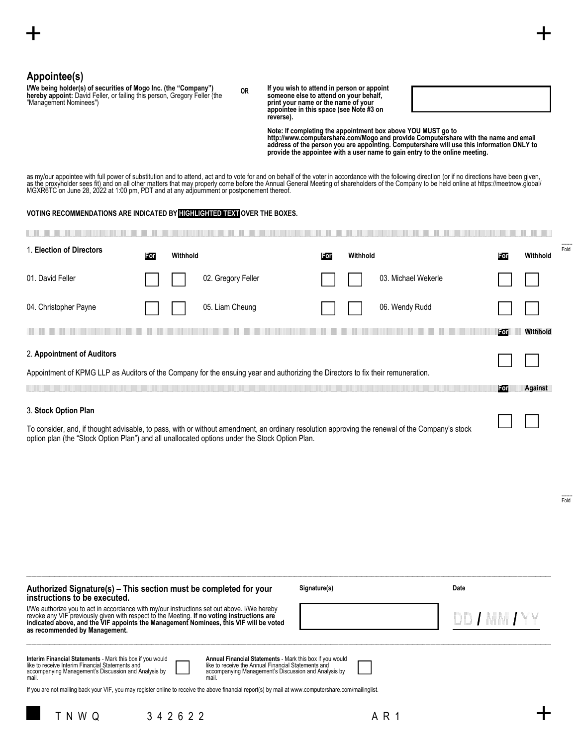## Appointee(s)

**I/We being holder(s) of securities of Mogo Inc. (the "Company") hereby appoint:** David Feller, or failing this person, Gregory Feller (the "Management Nominees")

**OR**

**If you wish to attend in person or appoint someone else to attend on your behalf, print your name or the name of your appointee in this space (see Note #3 on reverse).**

**Note: If completing the appointment box above YOU MUST go to http://www.computershare.com/Mogo and provide Computershare with the name and email address of the person you are appointing. Computershare will use this information ONLY to provide the appointee with a user name to gain entry to the online meeting.**

as my/our appointee with full power of substitution and to attend, act and to vote for and on behalf of the voter in accordance with the following direction (or if no directions have been given, as the proxyholder sees fit) and on all other matters that may properly come before the Annual General Meeting of shareholders of the Company to be held online at https://meetnow.global/MGXR6TC on June 28, 2022 at 1:00 pm, PDT and at any adjournment or postponement thereof.

**VOTING RECOMMENDATIONS ARE INDICATED BY HIGHLIGHTED TEXT OVER THE BOXES.**

### 1. Election of Directors

| | For | Withhold | | For | Withhold | | For | Withhold |
|---|---|---|---|---|---|---|---|---|
| 01. David Feller | ☐ | ☐ | 02. Gregory Feller | ☐ | ☐ | 03. Michael Wekerle | ☐ | ☐ |
| 04. Christopher Payne | ☐ | ☐ | 05. Liam Cheung | ☐ | ☐ | 06. Wendy Rudd | ☐ | ☐ |

### 2. Appointment of Auditors

Appointment of KPMG LLP as Auditors of the Company for the ensuing year and authorizing the Directors to fix their remuneration.

For ☐ Withhold ☐

### 3. Stock Option Plan

To consider, and, if thought advisable, to pass, with or without amendment, an ordinary resolution approving the renewal of the Company's stock option plan (the "Stock Option Plan") and all unallocated options under the Stock Option Plan.

For ☐ Against ☐

### Authorized Signature(s) – This section must be completed for your instructions to be executed.

I/We authorize you to act in accordance with my/our instructions set out above. I/We hereby revoke any VIF previously given with respect to the Meeting. **If no voting instructions are indicated above, and the VIF appoints the Management Nominees, this VIF will be voted as recommended by Management.**

Signature(s)

Date

DD / MM / YY

**Interim Financial Statements** - Mark this box if you would like to receive Interim Financial Statements and accompanying Management's Discussion and Analysis by mail. ☐

**Annual Financial Statements** - Mark this box if you would like to receive the Annual Financial Statements and accompanying Management's Discussion and Analysis by mail. ☐

If you are not mailing back your VIF, you may register online to receive the above financial report(s) by mail at www.computershare.com/mailinglist.

T N W Q 3 4 2 6 2 2 A R 1